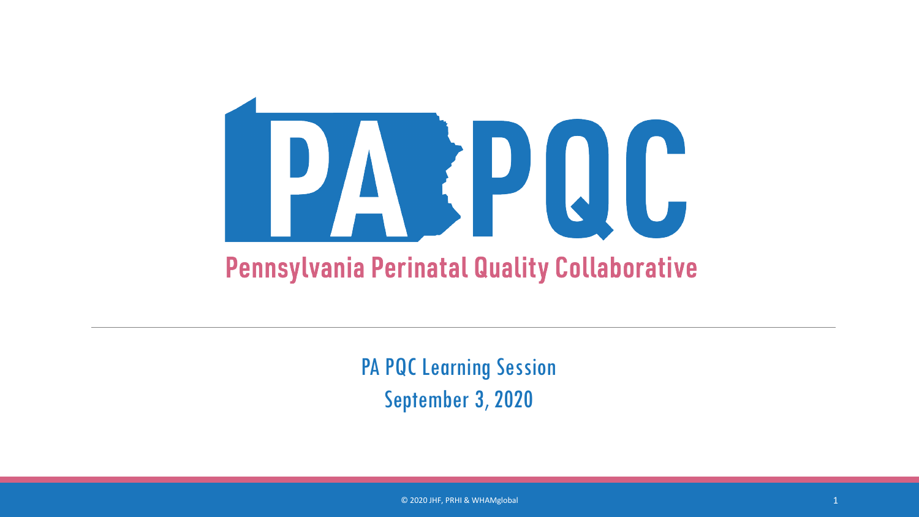# PA PQC

## Pennsylvania Perinatal Quality Collaborative

PA PQC Learning Session

September 3, 2020

© 2020 JHF, PRHI & WHAMglobal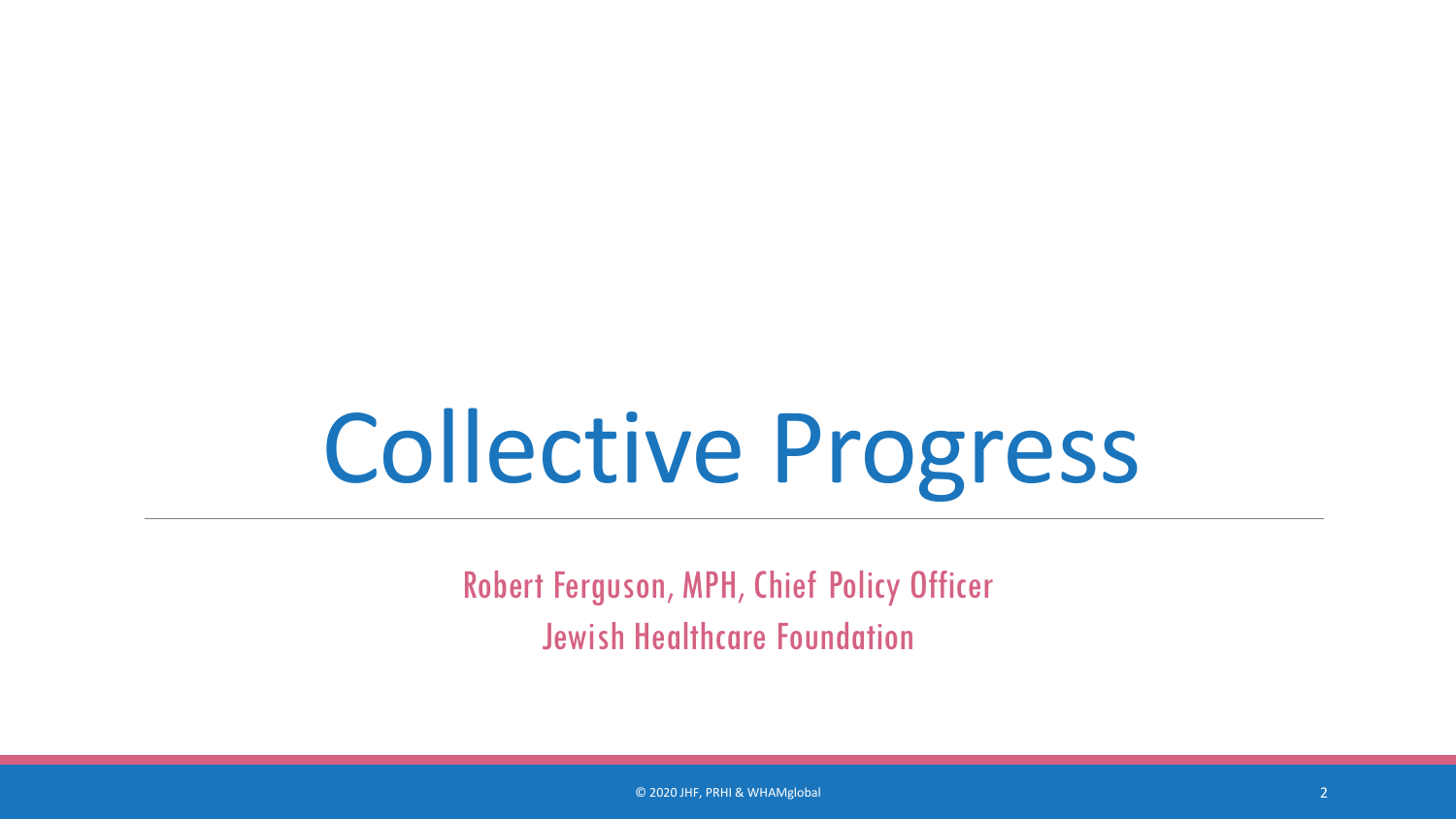# Collective Progress

Robert Ferguson, MPH, Chief Policy Officer

Jewish Healthcare Foundation

© 2020 JHF, PRHI & WHAMglobal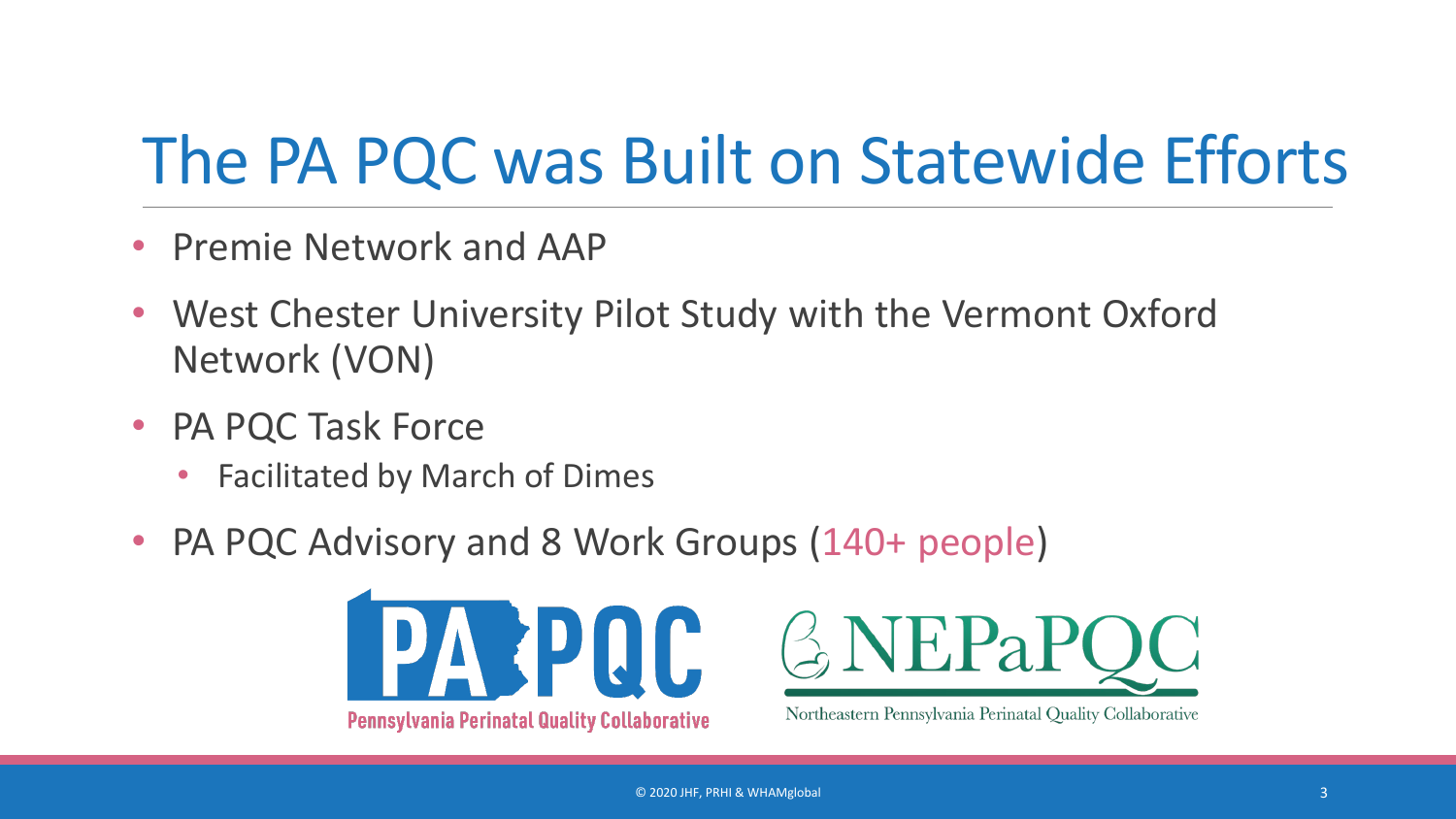# The PA PQC was Built on Statewide Efforts

- Premie Network and AAP
- West Chester University Pilot Study with the Vermont Oxford Network (VON)
- PA PQC Task Force
  - Facilitated by March of Dimes
- PA PQC Advisory and 8 Work Groups (140+ people)

PA PQC
Pennsylvania Perinatal Quality Collaborative

NEPaPQC
Northeastern Pennsylvania Perinatal Quality Collaborative

© 2020 JHF, PRHI & WHAMglobal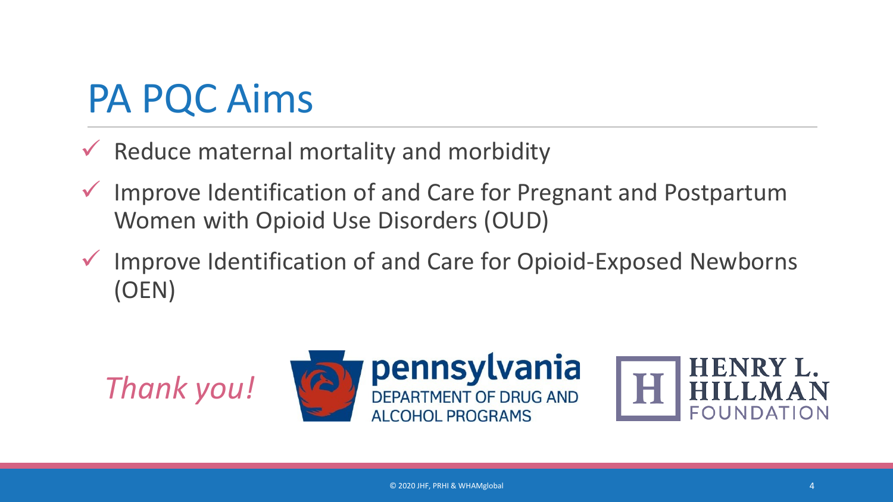# PA PQC Aims

- ✓ Reduce maternal mortality and morbidity
- ✓ Improve Identification of and Care for Pregnant and Postpartum Women with Opioid Use Disorders (OUD)
- ✓ Improve Identification of and Care for Opioid-Exposed Newborns (OEN)

*Thank you!*

pennsylvania DEPARTMENT OF DRUG AND ALCOHOL PROGRAMS

HENRY L. HILLMAN FOUNDATION

© 2020 JHF, PRHI & WHAMglobal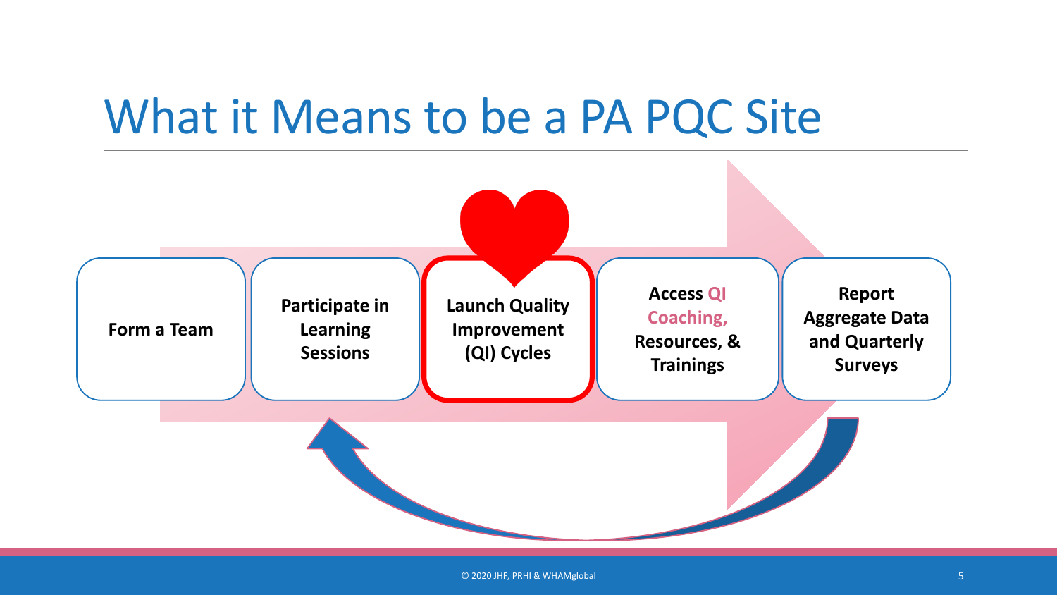# What it Means to be a PA PQC Site

- **Form a Team**
- **Participate in Learning Sessions**
- **Launch Quality Improvement (QI) Cycles**
- **Access QI Coaching, Resources, & Trainings**
- **Report Aggregate Data and Quarterly Surveys**

© 2020 JHF, PRHI & WHAMglobal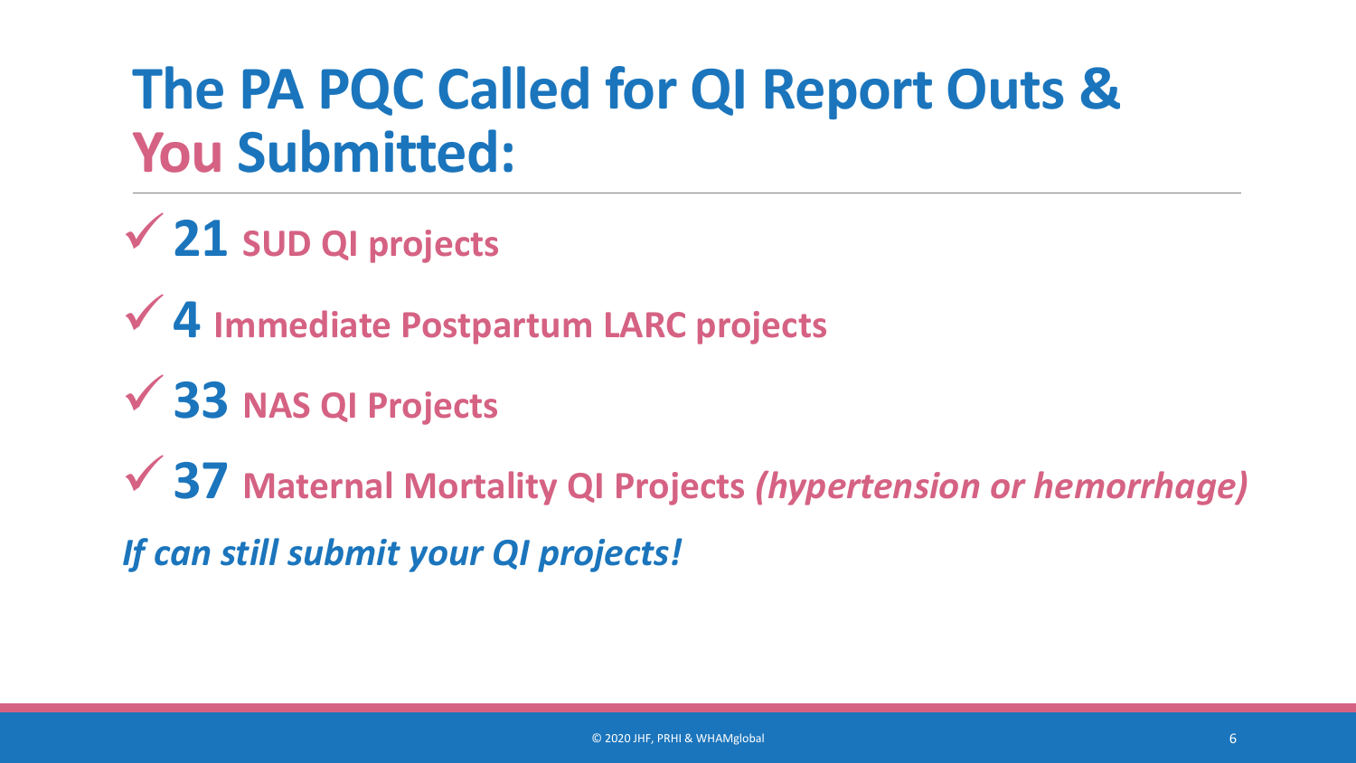# The PA PQC Called for QI Report Outs & You Submitted:

- ✓ **21** **SUD QI projects**
- ✓ **4** **Immediate Postpartum LARC projects**
- ✓ **33** **NAS QI Projects**
- ✓ **37** **Maternal Mortality QI Projects** ***(hypertension or hemorrhage)***

***If can still submit your QI projects!***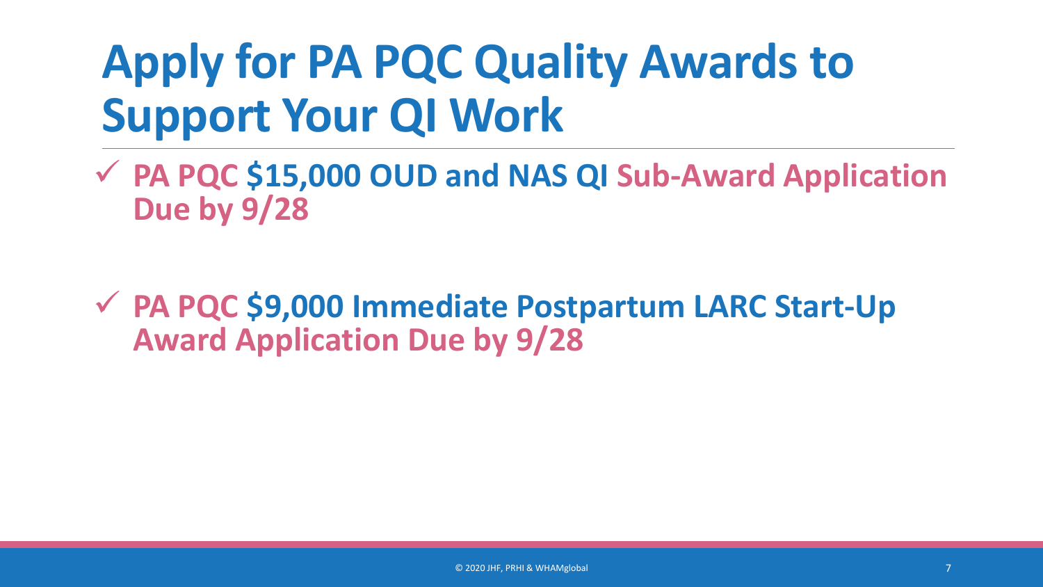# Apply for PA PQC Quality Awards to Support Your QI Work

- ✓ **PA PQC $15,000 OUD and NAS QI Sub-Award Application Due by 9/28**

- ✓ **PA PQC $9,000 Immediate Postpartum LARC Start-Up Award Application Due by 9/28**

© 2020 JHF, PRHI & WHAMglobal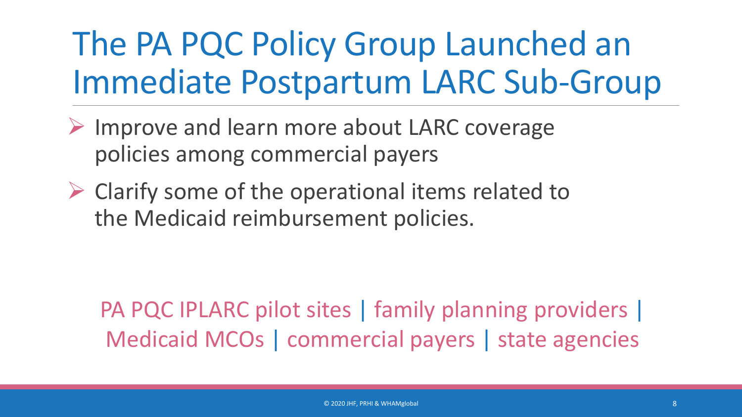# The PA PQC Policy Group Launched an Immediate Postpartum LARC Sub-Group

- Improve and learn more about LARC coverage policies among commercial payers
- Clarify some of the operational items related to the Medicaid reimbursement policies.

PA PQC IPLARC pilot sites | family planning providers | Medicaid MCOs | commercial payers | state agencies

© 2020 JHF, PRHI & WHAMglobal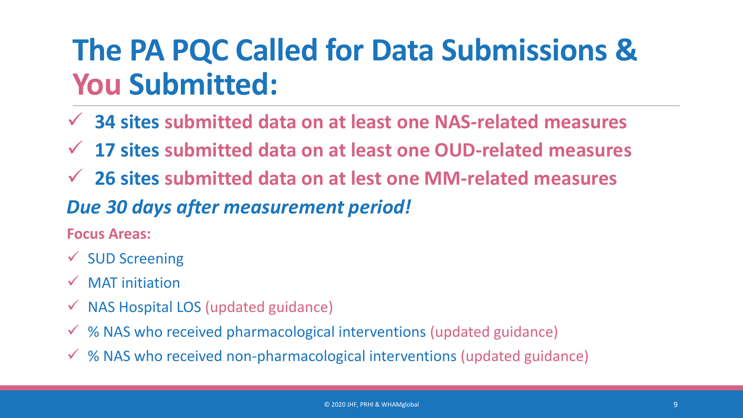# The PA PQC Called for Data Submissions & You Submitted:

- ✓ **34 sites submitted data on at least one NAS-related measures**
- ✓ **17 sites submitted data on at least one OUD-related measures**
- ✓ **26 sites submitted data on at lest one MM-related measures**

***Due 30 days after measurement period!***

**Focus Areas:**

- ✓ SUD Screening
- ✓ MAT initiation
- ✓ NAS Hospital LOS (updated guidance)
- ✓ % NAS who received pharmacological interventions (updated guidance)
- ✓ % NAS who received non-pharmacological interventions (updated guidance)

© 2020 JHF, PRHI & WHAMglobal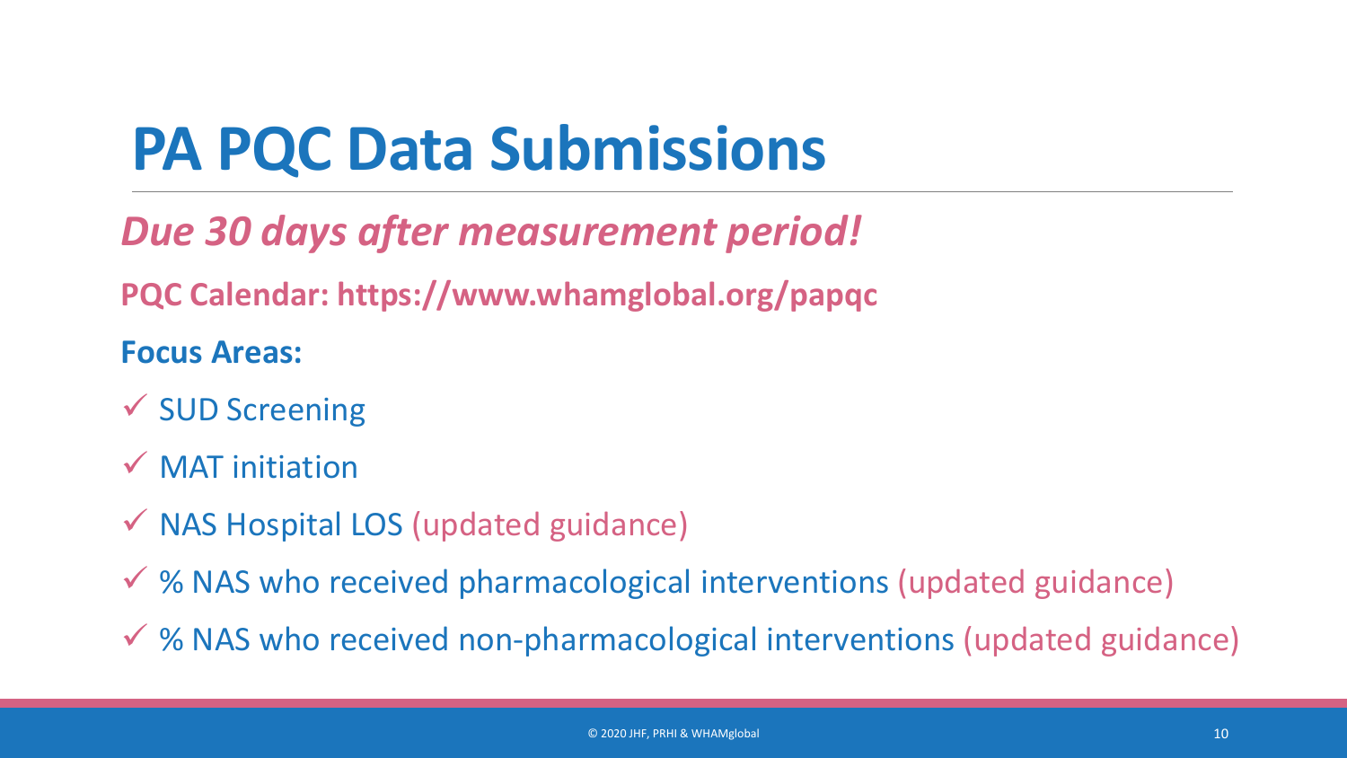# PA PQC Data Submissions

***Due 30 days after measurement period!***

**PQC Calendar: https://www.whamglobal.org/papqc**

**Focus Areas:**

- ✓ SUD Screening
- ✓ MAT initiation
- ✓ NAS Hospital LOS (updated guidance)
- ✓ % NAS who received pharmacological interventions (updated guidance)
- ✓ % NAS who received non-pharmacological interventions (updated guidance)

© 2020 JHF, PRHI & WHAMglobal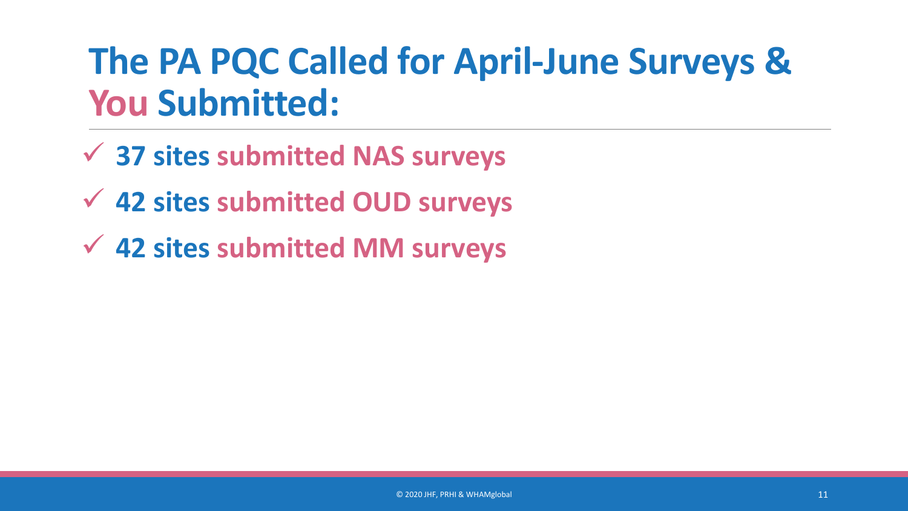# The PA PQC Called for April-June Surveys & You Submitted:

- ✓ **37 sites submitted NAS surveys**
- ✓ **42 sites submitted OUD surveys**
- ✓ **42 sites submitted MM surveys**

© 2020 JHF, PRHI & WHAMglobal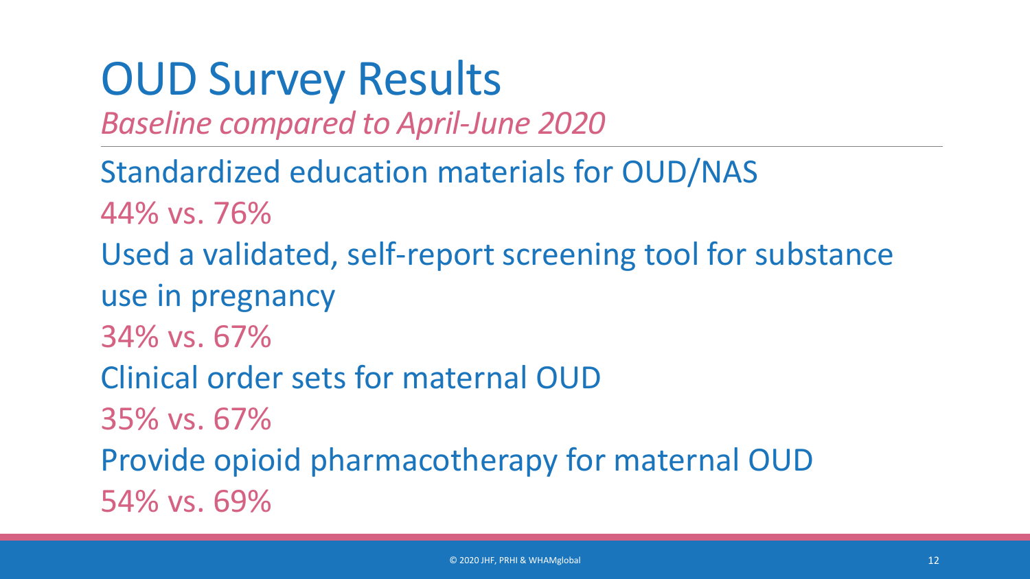# OUD Survey Results

*Baseline compared to April-June 2020*

Standardized education materials for OUD/NAS

44% vs. 76%

Used a validated, self-report screening tool for substance use in pregnancy

34% vs. 67%

Clinical order sets for maternal OUD

35% vs. 67%

Provide opioid pharmacotherapy for maternal OUD

54% vs. 69%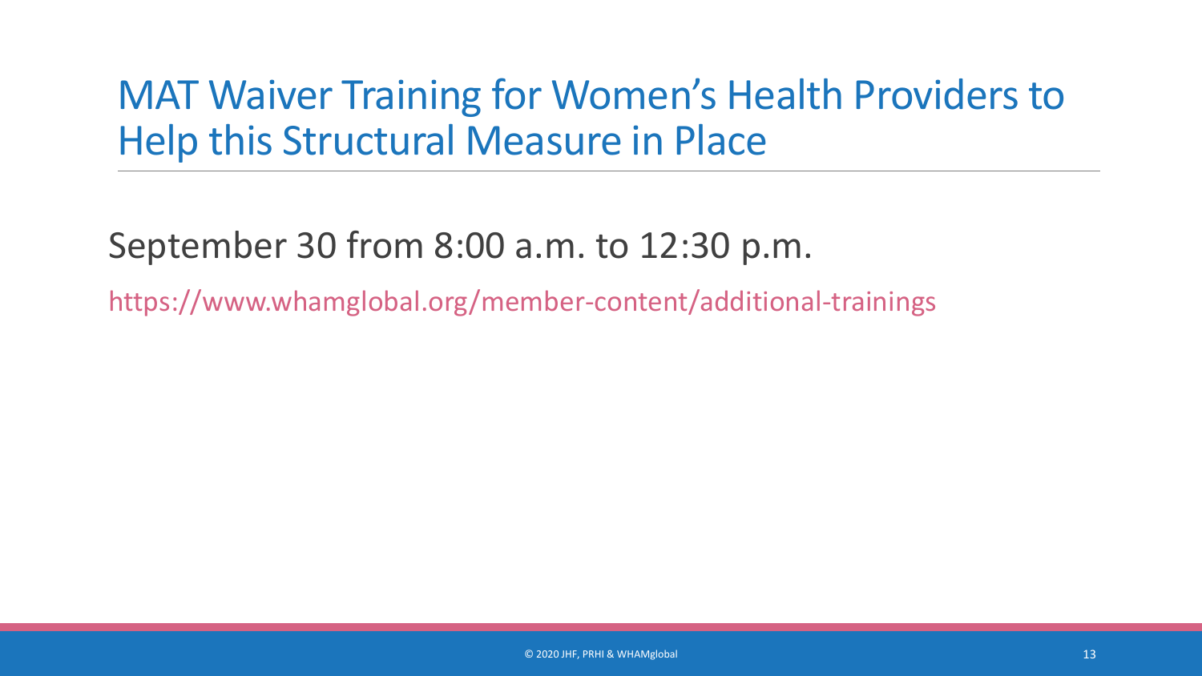# MAT Waiver Training for Women's Health Providers to Help this Structural Measure in Place

September 30 from 8:00 a.m. to 12:30 p.m.

https://www.whamglobal.org/member-content/additional-trainings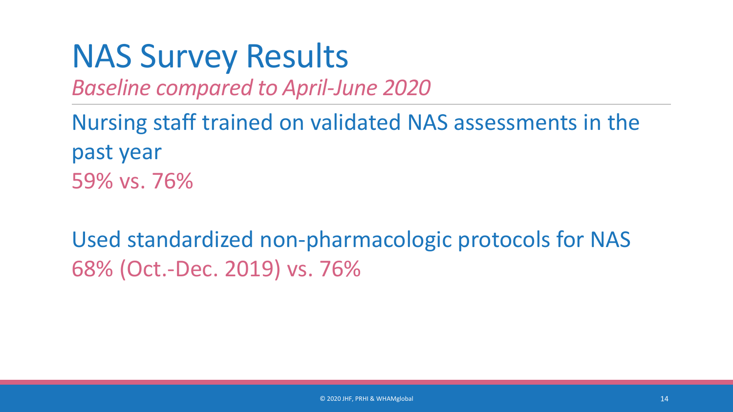# NAS Survey Results

*Baseline compared to April-June 2020*

Nursing staff trained on validated NAS assessments in the past year

59% vs. 76%

Used standardized non-pharmacologic protocols for NAS

68% (Oct.-Dec. 2019) vs. 76%

© 2020 JHF, PRHI & WHAMglobal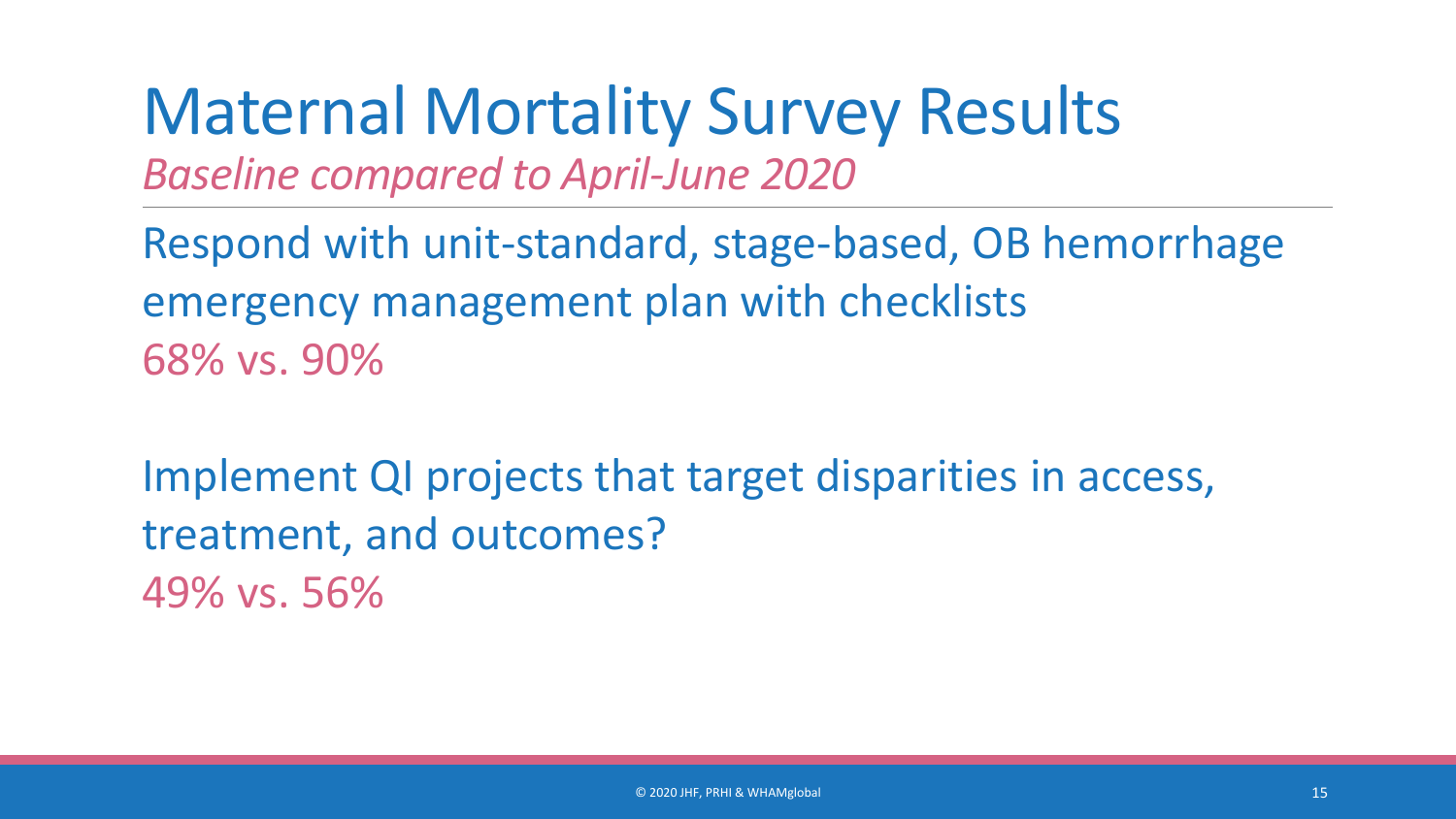# Maternal Mortality Survey Results

*Baseline compared to April-June 2020*

Respond with unit-standard, stage-based, OB hemorrhage emergency management plan with checklists

68% vs. 90%

Implement QI projects that target disparities in access, treatment, and outcomes?

49% vs. 56%

© 2020 JHF, PRHI & WHAMglobal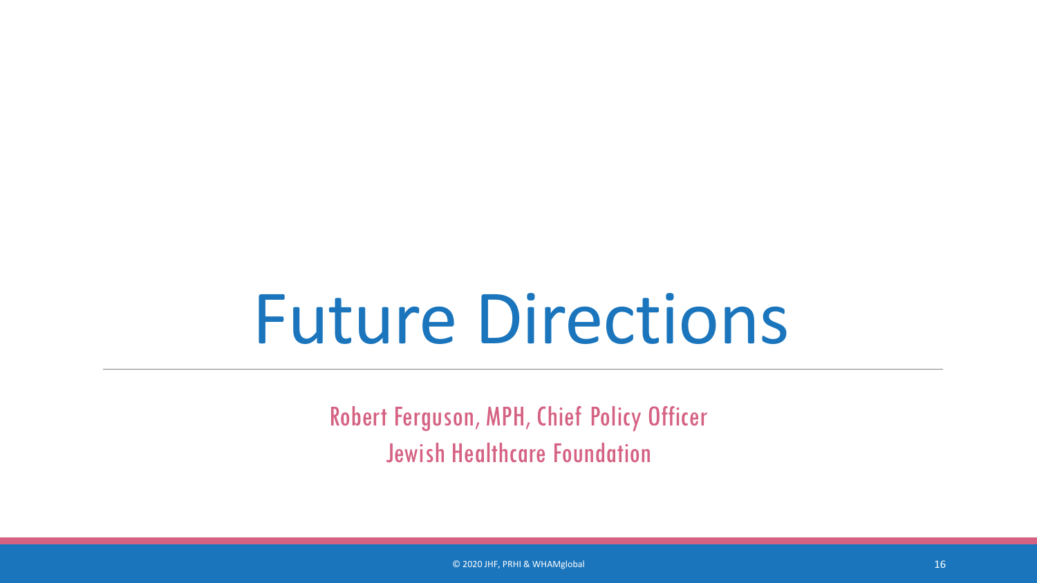# Future Directions

Robert Ferguson, MPH, Chief Policy Officer

Jewish Healthcare Foundation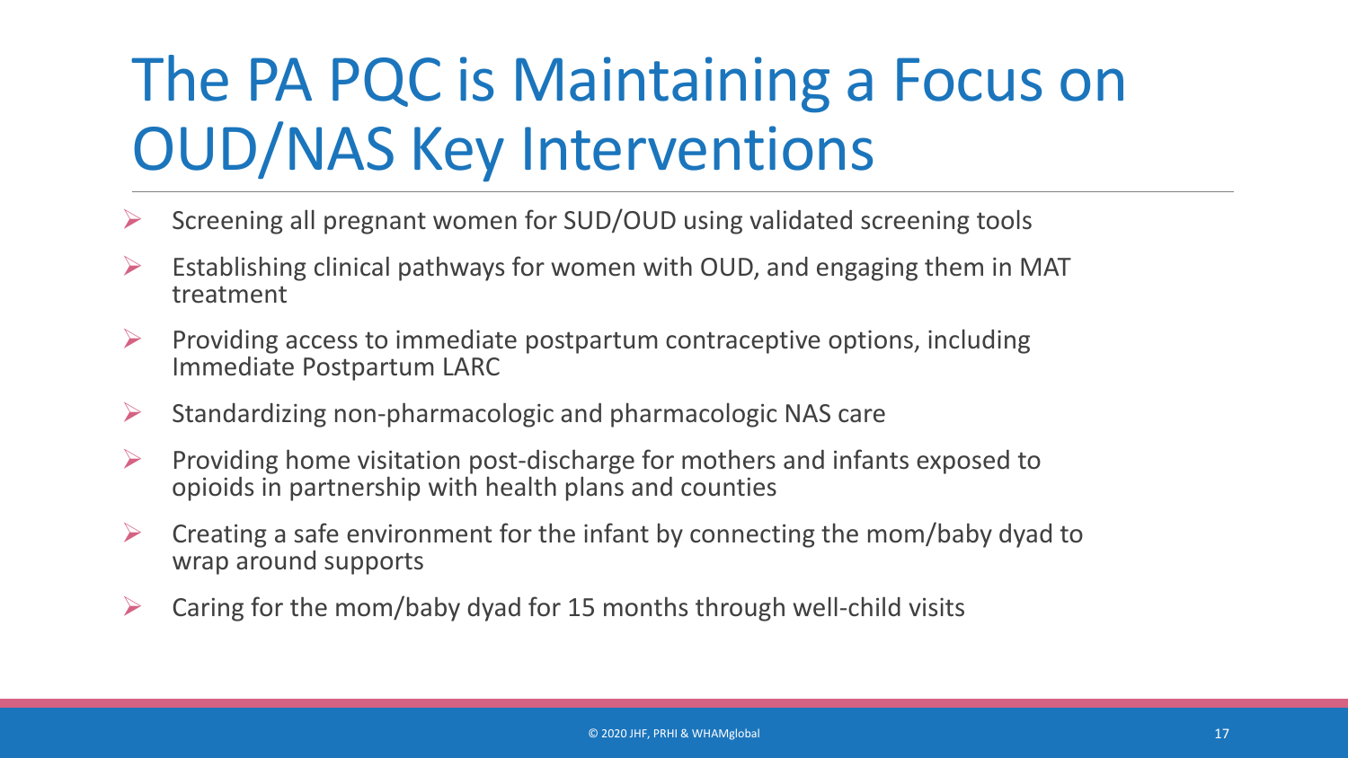# The PA PQC is Maintaining a Focus on OUD/NAS Key Interventions

- Screening all pregnant women for SUD/OUD using validated screening tools
- Establishing clinical pathways for women with OUD, and engaging them in MAT treatment
- Providing access to immediate postpartum contraceptive options, including Immediate Postpartum LARC
- Standardizing non-pharmacologic and pharmacologic NAS care
- Providing home visitation post-discharge for mothers and infants exposed to opioids in partnership with health plans and counties
- Creating a safe environment for the infant by connecting the mom/baby dyad to wrap around supports
- Caring for the mom/baby dyad for 15 months through well-child visits

© 2020 JHF, PRHI & WHAMglobal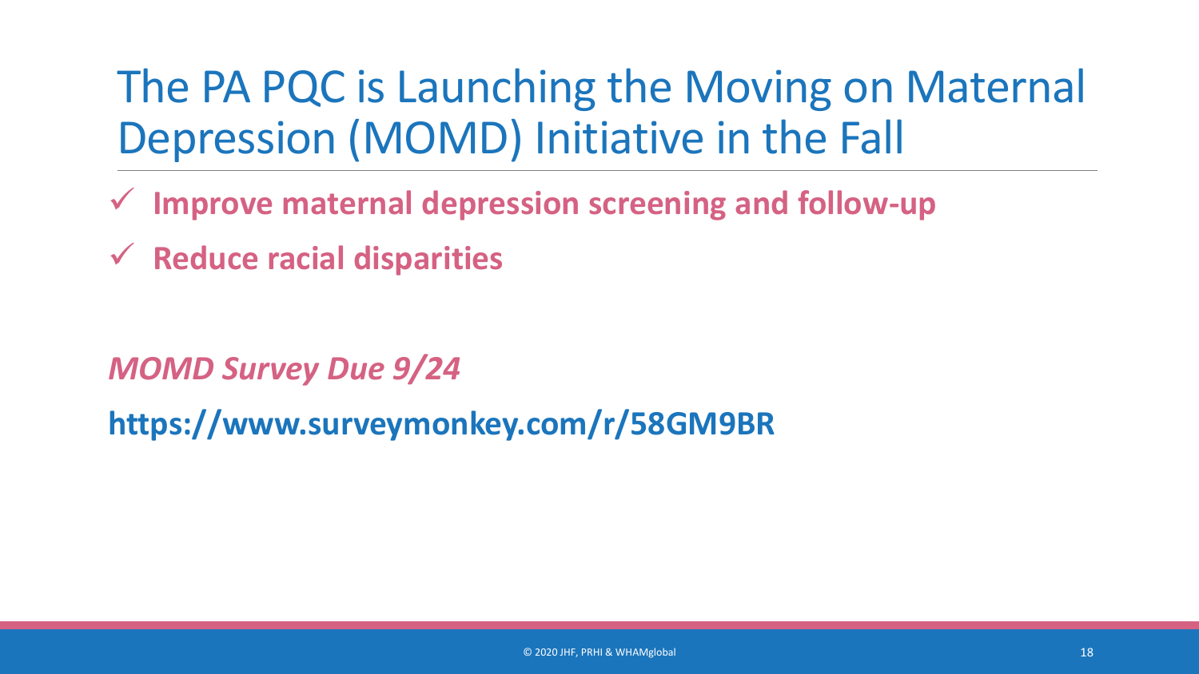# The PA PQC is Launching the Moving on Maternal Depression (MOMD) Initiative in the Fall

- ✓ **Improve maternal depression screening and follow-up**
- ✓ **Reduce racial disparities**

***MOMD Survey Due 9/24***

**https://www.surveymonkey.com/r/58GM9BR**

© 2020 JHF, PRHI & WHAMglobal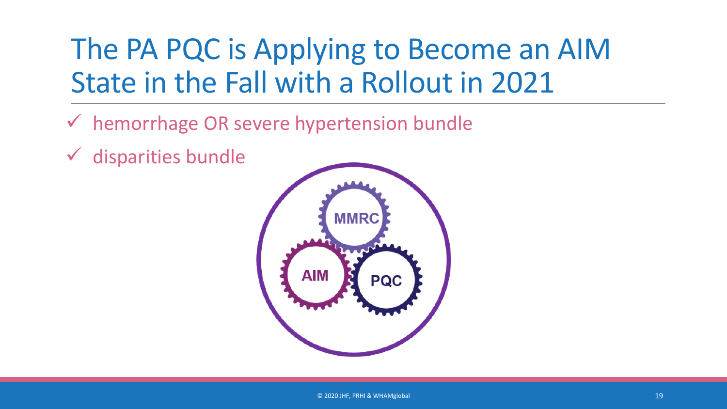# The PA PQC is Applying to Become an AIM State in the Fall with a Rollout in 2021

- ✓ hemorrhage OR severe hypertension bundle
- ✓ disparities bundle

MMRC

AIM

PQC

© 2020 JHF, PRHI & WHAMglobal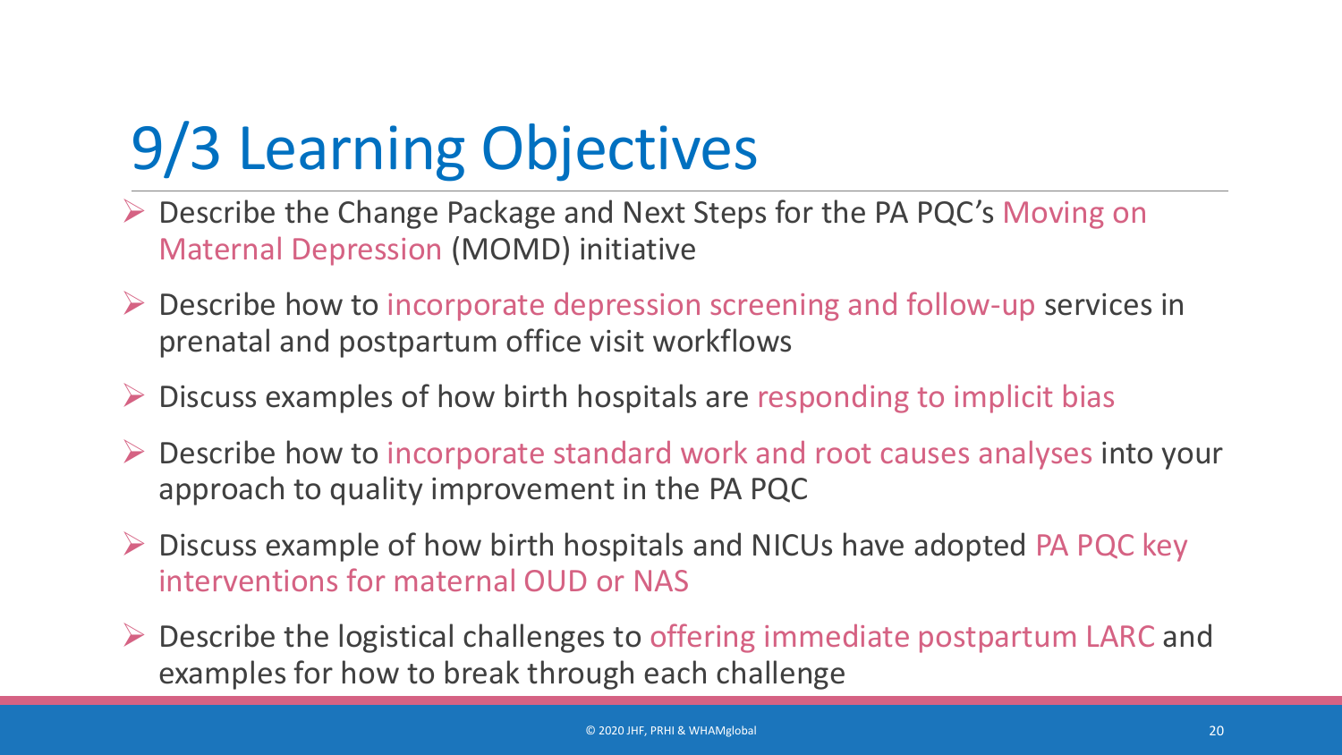# 9/3 Learning Objectives

- Describe the Change Package and Next Steps for the PA PQC's Moving on Maternal Depression (MOMD) initiative
- Describe how to incorporate depression screening and follow-up services in prenatal and postpartum office visit workflows
- Discuss examples of how birth hospitals are responding to implicit bias
- Describe how to incorporate standard work and root causes analyses into your approach to quality improvement in the PA PQC
- Discuss example of how birth hospitals and NICUs have adopted PA PQC key interventions for maternal OUD or NAS
- Describe the logistical challenges to offering immediate postpartum LARC and examples for how to break through each challenge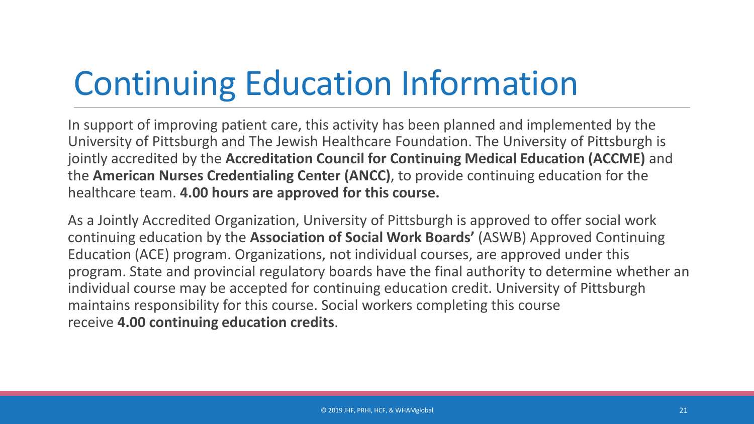# Continuing Education Information

In support of improving patient care, this activity has been planned and implemented by the University of Pittsburgh and The Jewish Healthcare Foundation. The University of Pittsburgh is jointly accredited by the **Accreditation Council for Continuing Medical Education (ACCME)** and the **American Nurses Credentialing Center (ANCC)**, to provide continuing education for the healthcare team. **4.00 hours are approved for this course.**

As a Jointly Accredited Organization, University of Pittsburgh is approved to offer social work continuing education by the **Association of Social Work Boards'** (ASWB) Approved Continuing Education (ACE) program. Organizations, not individual courses, are approved under this program. State and provincial regulatory boards have the final authority to determine whether an individual course may be accepted for continuing education credit. University of Pittsburgh maintains responsibility for this course. Social workers completing this course receive **4.00 continuing education credits**.

© 2019 JHF, PRHI, HCF, & WHAMglobal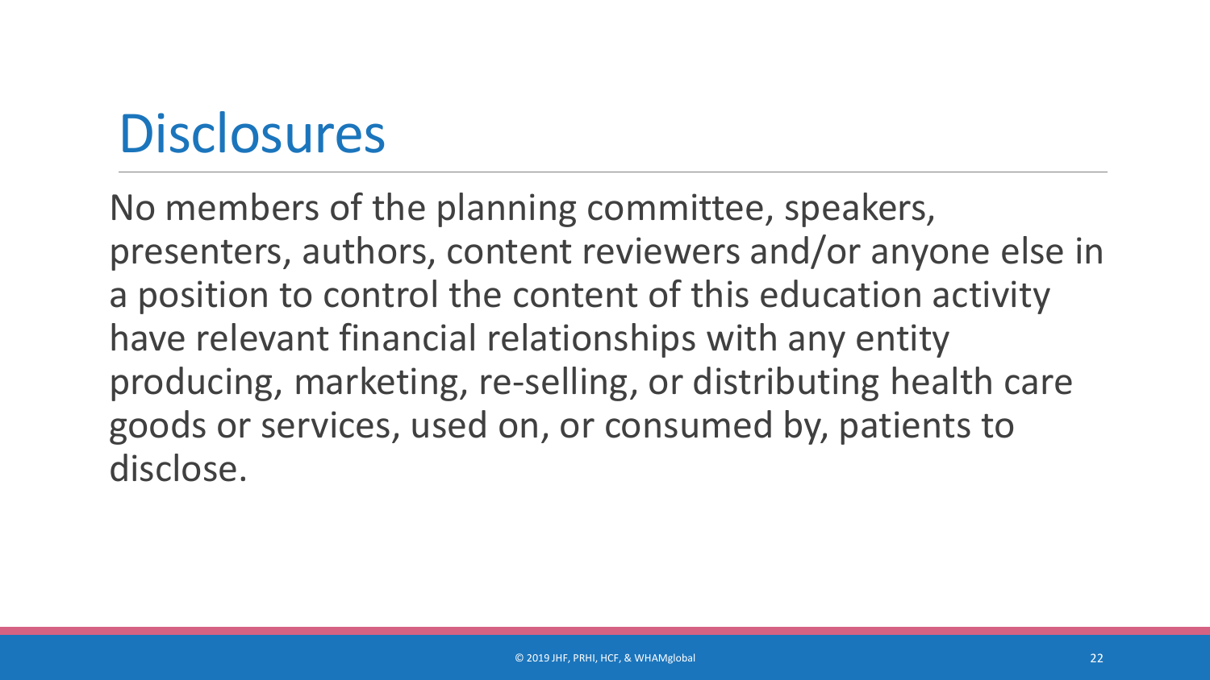# Disclosures

No members of the planning committee, speakers, presenters, authors, content reviewers and/or anyone else in a position to control the content of this education activity have relevant financial relationships with any entity producing, marketing, re-selling, or distributing health care goods or services, used on, or consumed by, patients to disclose.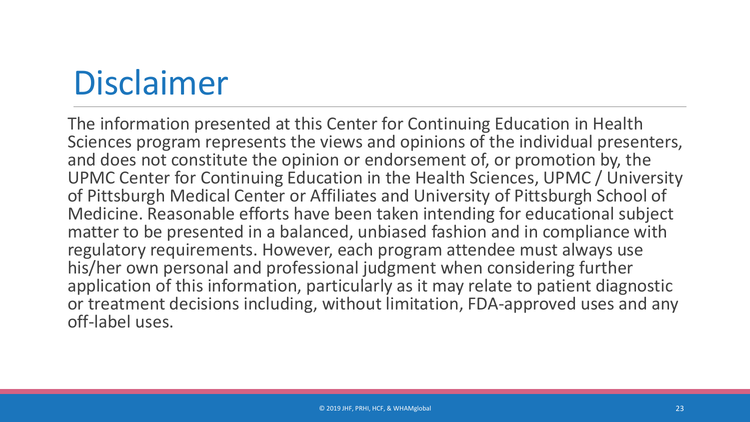# Disclaimer

The information presented at this Center for Continuing Education in Health Sciences program represents the views and opinions of the individual presenters, and does not constitute the opinion or endorsement of, or promotion by, the UPMC Center for Continuing Education in the Health Sciences, UPMC / University of Pittsburgh Medical Center or Affiliates and University of Pittsburgh School of Medicine. Reasonable efforts have been taken intending for educational subject matter to be presented in a balanced, unbiased fashion and in compliance with regulatory requirements. However, each program attendee must always use his/her own personal and professional judgment when considering further application of this information, particularly as it may relate to patient diagnostic or treatment decisions including, without limitation, FDA-approved uses and any off-label uses.